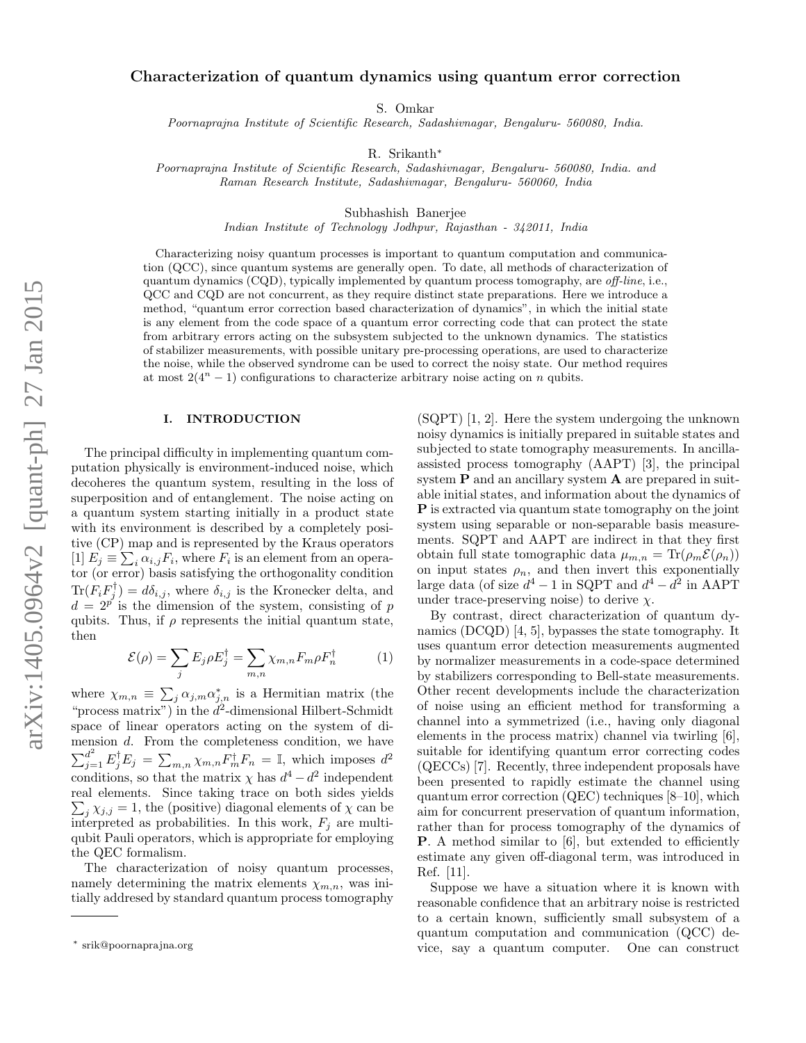# Characterization of quantum dynamics using quantum error correction

S. Omkar

*Poornaprajna Institute of Scientific Research, Sadashivnagar, Bengaluru- 560080, India.*

R. Srikanth*

*Poornaprajna Institute of Scientific Research, Sadashivnagar, Bengaluru- 560080, India. and Raman Research Institute, Sadashivnagar, Bengaluru- 560060, India*

Subhashish Banerjee

*Indian Institute of Technology Jodhpur, Rajasthan - 342011, India*

Characterizing noisy quantum processes is important to quantum computation and communication (QCC), since quantum systems are generally open. To date, all methods of characterization of quantum dynamics (CQD), typically implemented by quantum process tomography, are *off-line*, i.e., QCC and CQD are not concurrent, as they require distinct state preparations. Here we introduce a method, "quantum error correction based characterization of dynamics", in which the initial state is any element from the code space of a quantum error correcting code that can protect the state from arbitrary errors acting on the subsystem subjected to the unknown dynamics. The statistics of stabilizer measurements, with possible unitary pre-processing operations, are used to characterize the noise, while the observed syndrome can be used to correct the noisy state. Our method requires at most $2(4^n-1)$ configurations to characterize arbitrary noise acting on $n$ qubits.

## I. INTRODUCTION

The principal difficulty in implementing quantum computation physically is environment-induced noise, which decoheres the quantum system, resulting in the loss of superposition and of entanglement. The noise acting on a quantum system starting initially in a product state with its environment is described by a completely positive (CP) map and is represented by the Kraus operators [1] $E_j \equiv \sum_i \alpha_{i,j} F_i$, where $F_i$ is an element from an operator (or error) basis satisfying the orthogonality condition $\mathrm{Tr}(F_i F_j^\dagger) = d\delta_{i,j}$, where $\delta_{i,j}$ is the Kronecker delta, and $d = 2^p$ is the dimension of the system, consisting of $p$ qubits. Thus, if $\rho$ represents the initial quantum state, then

$$\mathcal{E}(\rho) = \sum_j E_j \rho E_j^\dagger = \sum_{m,n} \chi_{m,n} F_m \rho F_n^\dagger \tag{1}$$

where $\chi_{m,n} \equiv \sum_j \alpha_{j,m}\alpha^*_{j,n}$ is a Hermitian matrix (the "process matrix") in the $d^2$-dimensional Hilbert-Schmidt space of linear operators acting on the system of dimension $d$. From the completeness condition, we have $\sum_{j=1}^{d^2} E_j^\dagger E_j = \sum_{m,n} \chi_{m,n} F_m^\dagger F_n = \mathbb{I}$, which imposes $d^2$ conditions, so that the matrix $\chi$ has $d^4 - d^2$ independent real elements. Since taking trace on both sides yields $\sum_j \chi_{j,j} = 1$, the (positive) diagonal elements of $\chi$ can be interpreted as probabilities. In this work, $F_j$ are multi-qubit Pauli operators, which is appropriate for employing the QEC formalism.

The characterization of noisy quantum processes, namely determining the matrix elements $\chi_{m,n}$, was initially addresed by standard quantum process tomography (SQPT) [1, 2]. Here the system undergoing the unknown noisy dynamics is initially prepared in suitable states and subjected to state tomography measurements. In ancilla-assisted process tomography (AAPT) [3], the principal system **P** and an ancillary system **A** are prepared in suitable initial states, and information about the dynamics of **P** is extracted via quantum state tomography on the joint system using separable or non-separable basis measurements. SQPT and AAPT are indirect in that they first obtain full state tomographic data $\mu_{m,n} = \mathrm{Tr}(\rho_m \mathcal{E}(\rho_n))$ on input states $\rho_n$, and then invert this exponentially large data (of size $d^4 - 1$ in SQPT and $d^4 - d^2$ in AAPT under trace-preserving noise) to derive $\chi$.

By contrast, direct characterization of quantum dynamics (DCQD) [4, 5], bypasses the state tomography. It uses quantum error detection measurements augmented by normalizer measurements in a code-space determined by stabilizers corresponding to Bell-state measurements. Other recent developments include the characterization of noise using an efficient method for transforming a channel into a symmetrized (i.e., having only diagonal elements in the process matrix) channel via twirling [6], suitable for identifying quantum error correcting codes (QECCs) [7]. Recently, three independent proposals have been presented to rapidly estimate the channel using quantum error correction (QEC) techniques [8–10], which aim for concurrent preservation of quantum information, rather than for process tomography of the dynamics of **P**. A method similar to [6], but extended to efficiently estimate any given off-diagonal term, was introduced in Ref. [11].

Suppose we have a situation where it is known with reasonable confidence that an arbitrary noise is restricted to a certain known, sufficiently small subsystem of a quantum computation and communication (QCC) device, say a quantum computer. One can construct

---

* srik@poornaprajna.org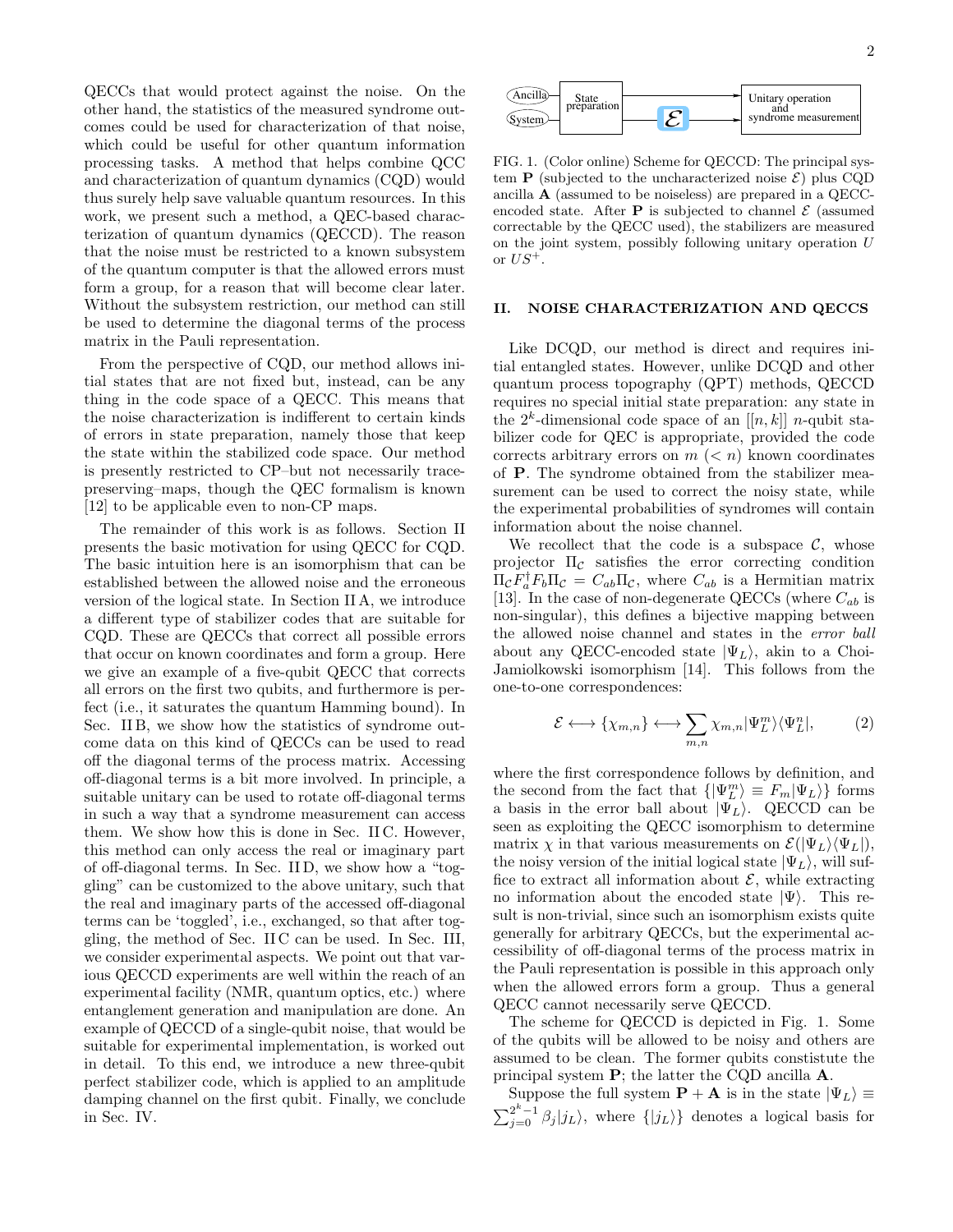QECCs that would protect against the noise. On the other hand, the statistics of the measured syndrome outcomes could be used for characterization of that noise, which could be useful for other quantum information processing tasks. A method that helps combine QCC and characterization of quantum dynamics (CQD) would thus surely help save valuable quantum resources. In this work, we present such a method, a QEC-based characterization of quantum dynamics (QECCD). The reason that the noise must be restricted to a known subsystem of the quantum computer is that the allowed errors must form a group, for a reason that will become clear later. Without the subsystem restriction, our method can still be used to determine the diagonal terms of the process matrix in the Pauli representation.

From the perspective of CQD, our method allows initial states that are not fixed but, instead, can be any thing in the code space of a QECC. This means that the noise characterization is indifferent to certain kinds of errors in state preparation, namely those that keep the state within the stabilized code space. Our method is presently restricted to CP–but not necessarily trace-preserving–maps, though the QEC formalism is known [12] to be applicable even to non-CP maps.

The remainder of this work is as follows. Section II presents the basic motivation for using QECC for CQD. The basic intuition here is an isomorphism that can be established between the allowed noise and the erroneous version of the logical state. In Section II A, we introduce a different type of stabilizer codes that are suitable for CQD. These are QECCs that correct all possible errors that occur on known coordinates and form a group. Here we give an example of a five-qubit QECC that corrects all errors on the first two qubits, and furthermore is perfect (i.e., it saturates the quantum Hamming bound). In Sec. II B, we show how the statistics of syndrome outcome data on this kind of QECCs can be used to read off the diagonal terms of the process matrix. Accessing off-diagonal terms is a bit more involved. In principle, a suitable unitary can be used to rotate off-diagonal terms in such a way that a syndrome measurement can access them. We show how this is done in Sec. II C. However, this method can only access the real or imaginary part of off-diagonal terms. In Sec. II D, we show how a "toggling" can be customized to the above unitary, such that the real and imaginary parts of the accessed off-diagonal terms can be 'toggled', i.e., exchanged, so that after toggling, the method of Sec. II C can be used. In Sec. III, we consider experimental aspects. We point out that various QECCD experiments are well within the reach of an experimental facility (NMR, quantum optics, etc.) where entanglement generation and manipulation are done. An example of QECCD of a single-qubit noise, that would be suitable for experimental implementation, is worked out in detail. To this end, we introduce a new three-qubit perfect stabilizer code, which is applied to an amplitude damping channel on the first qubit. Finally, we conclude in Sec. IV.

FIG. 1. (Color online) Scheme for QECCD: The principal system **P** (subjected to the uncharacterized noise $\mathcal{E}$) plus CQD ancilla **A** (assumed to be noiseless) are prepared in a QECC-encoded state. After **P** is subjected to channel $\mathcal{E}$ (assumed correctable by the QECC used), the stabilizers are measured on the joint system, possibly following unitary operation $U$ or $US^+$.

## II. NOISE CHARACTERIZATION AND QECCS

Like DCQD, our method is direct and requires initial entangled states. However, unlike DCQD and other quantum process topography (QPT) methods, QECCD requires no special initial state preparation: any state in the $2^k$-dimensional code space of an $[[n, k]]$ $n$-qubit stabilizer code for QEC is appropriate, provided the code corrects arbitrary errors on $m$ ($< n$) known coordinates of **P**. The syndrome obtained from the stabilizer measurement can be used to correct the noisy state, while the experimental probabilities of syndromes will contain information about the noise channel.

We recollect that the code is a subspace $\mathcal{C}$, whose projector $\Pi_\mathcal{C}$ satisfies the error correcting condition $\Pi_\mathcal{C} F_a^\dagger F_b \Pi_\mathcal{C} = C_{ab}\Pi_\mathcal{C}$, where $C_{ab}$ is a Hermitian matrix [13]. In the case of non-degenerate QECCs (where $C_{ab}$ is non-singular), this defines a bijective mapping between the allowed noise channel and states in the *error ball* about any QECC-encoded state $|\Psi_L\rangle$, akin to a Choi-Jamiolkowski isomorphism [14]. This follows from the one-to-one correspondences:

$$\mathcal{E} \longleftrightarrow \{\chi_{m,n}\} \longleftrightarrow \sum_{m,n} \chi_{m,n} |\Psi_L^m\rangle\langle\Psi_L^n|, \tag{2}$$

where the first correspondence follows by definition, and the second from the fact that $\{|\Psi_L^m\rangle \equiv F_m|\Psi_L\rangle\}$ forms a basis in the error ball about $|\Psi_L\rangle$. QECCD can be seen as exploiting the QECC isomorphism to determine matrix $\chi$ in that various measurements on $\mathcal{E}(|\Psi_L\rangle\langle\Psi_L|)$, the noisy version of the initial logical state $|\Psi_L\rangle$, will suffice to extract all information about $\mathcal{E}$, while extracting no information about the encoded state $|\Psi\rangle$. This result is non-trivial, since such an isomorphism exists quite generally for arbitrary QECCs, but the experimental accessibility of off-diagonal terms of the process matrix in the Pauli representation is possible in this approach only when the allowed errors form a group. Thus a general QECC cannot necessarily serve QECCD.

The scheme for QECCD is depicted in Fig. 1. Some of the qubits will be allowed to be noisy and others are assumed to be clean. The former qubits constistute the principal system **P**; the latter the CQD ancilla **A**.

Suppose the full system **P** + **A** is in the state $|\Psi_L\rangle \equiv \sum_{j=0}^{2^k-1} \beta_j |j_L\rangle$, where $\{|j_L\rangle\}$ denotes a logical basis for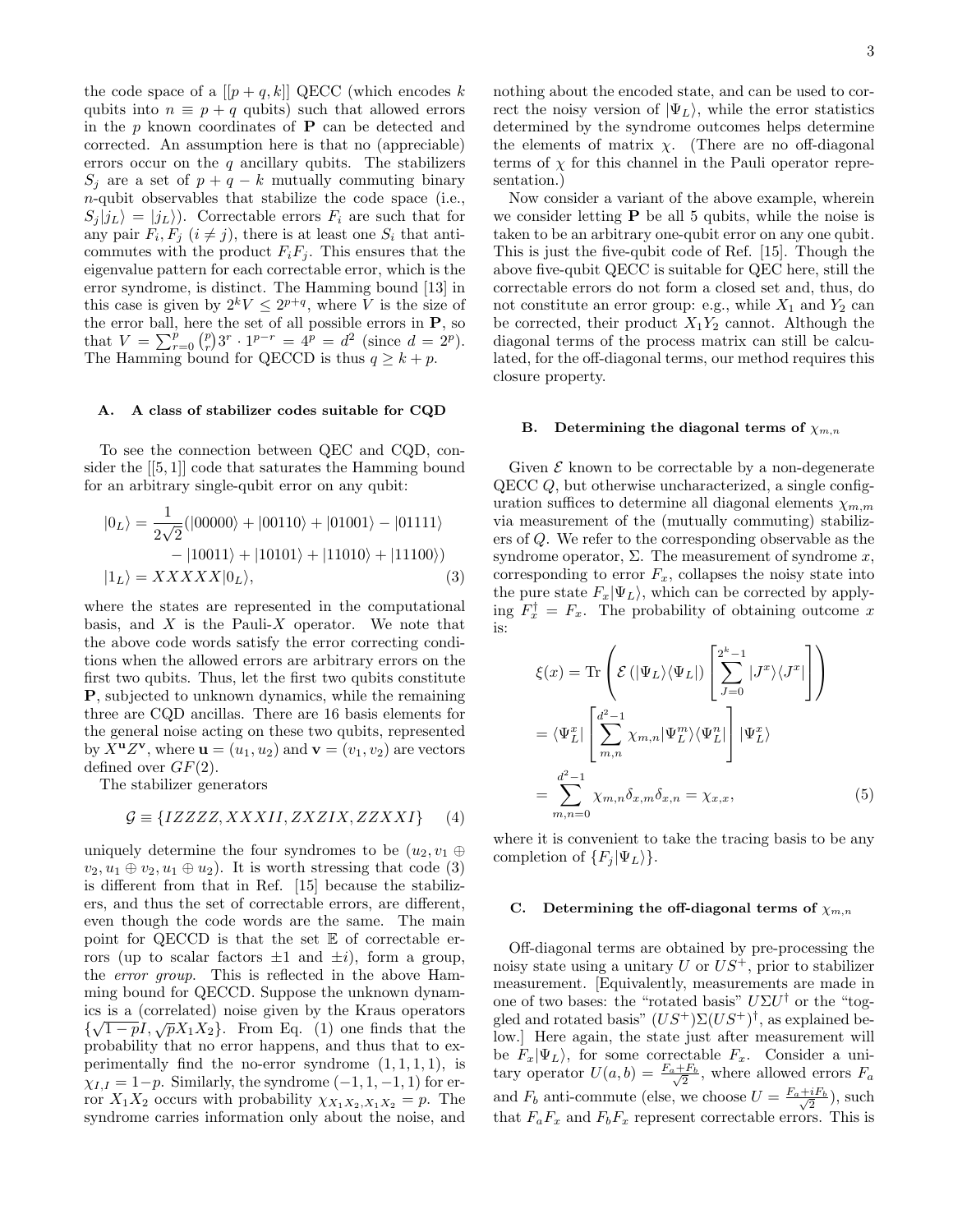the code space of a $[[p+q,k]]$ QECC (which encodes $k$ qubits into $n \equiv p+q$ qubits) such that allowed errors in the $p$ known coordinates of $\mathbf{P}$ can be detected and corrected. An assumption here is that no (appreciable) errors occur on the $q$ ancillary qubits. The stabilizers $S_j$ are a set of $p+q-k$ mutually commuting binary $n$-qubit observables that stabilize the code space (i.e., $S_j|j_L\rangle = |j_L\rangle$). Correctable errors $F_i$ are such that for any pair $F_i, F_j$ $(i \neq j)$, there is at least one $S_i$ that anticommutes with the product $F_iF_j$. This ensures that the eigenvalue pattern for each correctable error, which is the error syndrome, is distinct. The Hamming bound [13] in this case is given by $2^kV \leq 2^{p+q}$, where $V$ is the size of the error ball, here the set of all possible errors in $\mathbf{P}$, so that $V = \sum_{r=0}^{p}\binom{p}{r}3^r \cdot 1^{p-r} = 4^p = d^2$ (since $d = 2^p$). The Hamming bound for QECCD is thus $q \geq k+p$.

### A. A class of stabilizer codes suitable for CQD

To see the connection between QEC and CQD, consider the $[[5,1]]$ code that saturates the Hamming bound for an arbitrary single-qubit error on any qubit:

$$
\begin{aligned}
|0_L\rangle = \frac{1}{2\sqrt{2}}(&|00000\rangle + |00110\rangle + |01001\rangle - |01111\rangle \\
&- |10011\rangle + |10101\rangle + |11010\rangle + |11100\rangle) \\
|1_L\rangle = XX&XXX|0_L\rangle, \qquad (3)
\end{aligned}
$$

where the states are represented in the computational basis, and $X$ is the Pauli-$X$ operator. We note that the above code words satisfy the error correcting conditions when the allowed errors are arbitrary errors on the first two qubits. Thus, let the first two qubits constitute $\mathbf{P}$, subjected to unknown dynamics, while the remaining three are CQD ancillas. There are 16 basis elements for the general noise acting on these two qubits, represented by $X^{\mathbf{u}}Z^{\mathbf{v}}$, where $\mathbf{u} = (u_1, u_2)$ and $\mathbf{v} = (v_1, v_2)$ are vectors defined over $GF(2)$.

The stabilizer generators

$$
\mathcal{G} \equiv \{IZZZZ, XXXII, ZXZIX, ZZXXI\} \qquad (4)
$$

uniquely determine the four syndromes to be $(u_2, v_1 \oplus v_2, u_1 \oplus v_2, u_1 \oplus u_2)$. It is worth stressing that code (3) is different from that in Ref. [15] because the stabilizers, and thus the set of correctable errors, are different, even though the code words are the same. The main point for QECCD is that the set $\mathbb{E}$ of correctable errors (up to scalar factors $\pm 1$ and $\pm i$), form a group, the *error group*. This is reflected in the above Hamming bound for QECCD. Suppose the unknown dynamics is a (correlated) noise given by the Kraus operators $\{\sqrt{1-p}I, \sqrt{p}X_1X_2\}$. From Eq. (1) one finds that the probability that no error happens, and thus that to experimentally find the no-error syndrome $(1,1,1,1)$, is $\chi_{I,I} = 1-p$. Similarly, the syndrome $(-1,1,-1,1)$ for error $X_1X_2$ occurs with probability $\chi_{X_1X_2,X_1X_2} = p$. The syndrome carries information only about the noise, and nothing about the encoded state, and can be used to correct the noisy version of $|\Psi_L\rangle$, while the error statistics determined by the syndrome outcomes helps determine the elements of matrix $\chi$. (There are no off-diagonal terms of $\chi$ for this channel in the Pauli operator representation.)

Now consider a variant of the above example, wherein we consider letting $\mathbf{P}$ be all 5 qubits, while the noise is taken to be an arbitrary one-qubit error on any one qubit. This is just the five-qubit code of Ref. [15]. Though the above five-qubit QECC is suitable for QEC here, still the correctable errors do not form a closed set and, thus, do not constitute an error group: e.g., while $X_1$ and $Y_2$ can be corrected, their product $X_1Y_2$ cannot. Although the diagonal terms of the process matrix can still be calculated, for the off-diagonal terms, our method requires this closure property.

### B. Determining the diagonal terms of $\chi_{m,n}$

Given $\mathcal{E}$ known to be correctable by a non-degenerate QECC $Q$, but otherwise uncharacterized, a single configuration suffices to determine all diagonal elements $\chi_{m,m}$ via measurement of the (mutually commuting) stabilizers of $Q$. We refer to the corresponding observable as the syndrome operator, $\Sigma$. The measurement of syndrome $x$, corresponding to error $F_x$, collapses the noisy state into the pure state $F_x|\Psi_L\rangle$, which can be corrected by applying $F_x^\dagger = F_x$. The probability of obtaining outcome $x$ is:

$$
\begin{aligned}
\xi(x) &= \mathrm{Tr}\left(\mathcal{E}\left(|\Psi_L\rangle\langle\Psi_L|\right)\left[\sum_{J=0}^{2^k-1}|J^x\rangle\langle J^x|\right]\right) \\
&= \langle\Psi_L^x|\left[\sum_{m,n}^{d^2-1}\chi_{m,n}|\Psi_L^m\rangle\langle\Psi_L^n|\right]|\Psi_L^x\rangle \\
&= \sum_{m,n=0}^{d^2-1}\chi_{m,n}\delta_{x,m}\delta_{x,n} = \chi_{x,x}, \qquad (5)
\end{aligned}
$$

where it is convenient to take the tracing basis to be any completion of $\{F_j|\Psi_L\rangle\}$.

### C. Determining the off-diagonal terms of $\chi_{m,n}$

Off-diagonal terms are obtained by pre-processing the noisy state using a unitary $U$ or $US^+$, prior to stabilizer measurement. [Equivalently, measurements are made in one of two bases: the "rotated basis" $U\Sigma U^\dagger$ or the "toggled and rotated basis" $(US^+)\Sigma(US^+)^\dagger$, as explained below.] Here again, the state just after measurement will be $F_x|\Psi_L\rangle$, for some correctable $F_x$. Consider a unitary operator $U(a,b) = \frac{F_a+F_b}{\sqrt{2}}$, where allowed errors $F_a$ and $F_b$ anti-commute (else, we choose $U = \frac{F_a+iF_b}{\sqrt{2}}$), such that $F_aF_x$ and $F_bF_x$ represent correctable errors. This is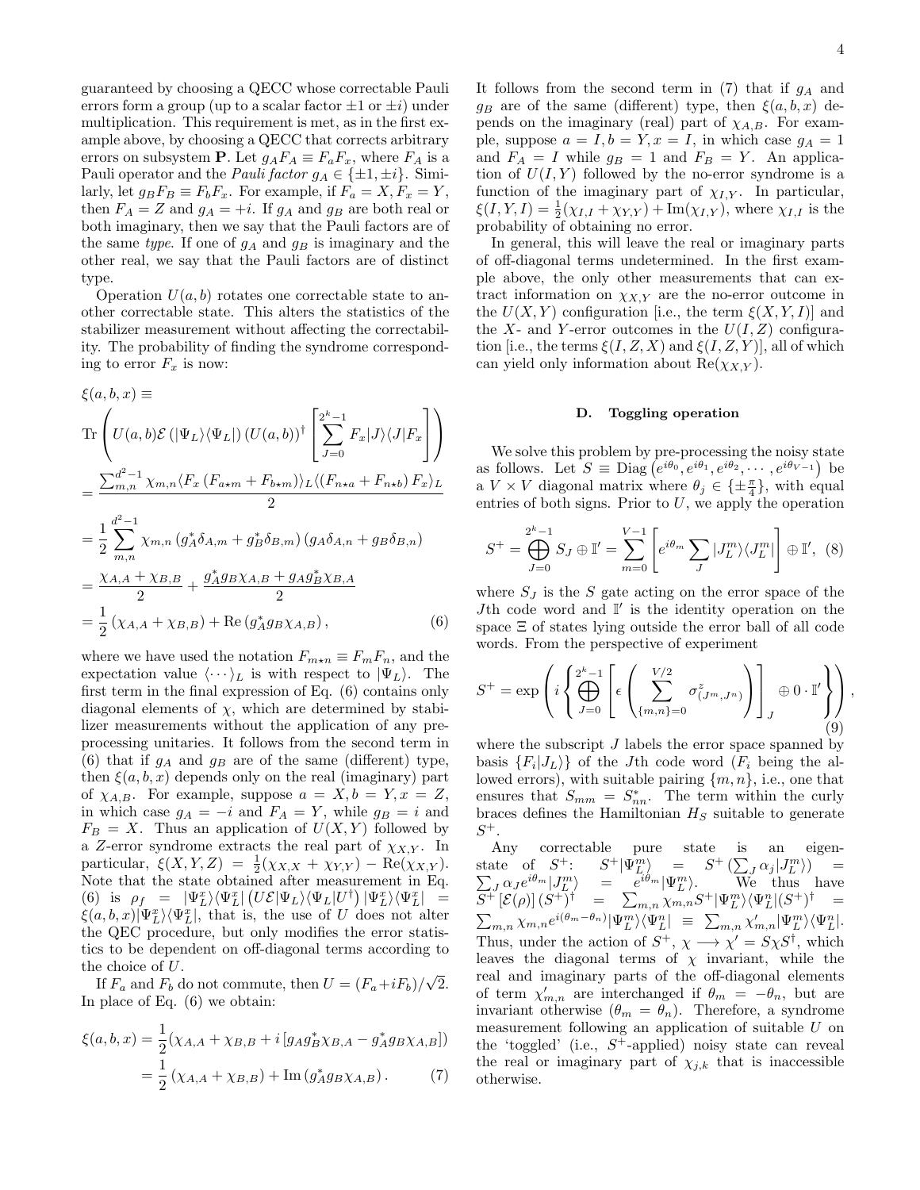guaranteed by choosing a QECC whose correctable Pauli errors form a group (up to a scalar factor $\pm 1$ or $\pm i$) under multiplication. This requirement is met, as in the first example above, by choosing a QECC that corrects arbitrary errors on subsystem $\mathbf{P}$. Let $g_A F_A \equiv F_a F_x$, where $F_A$ is a Pauli operator and the *Pauli factor* $g_A \in \{\pm 1, \pm i\}$. Similarly, let $g_B F_B \equiv F_b F_x$. For example, if $F_a = X, F_x = Y$, then $F_A = Z$ and $g_A = +i$. If $g_A$ and $g_B$ are both real or both imaginary, then we say that the Pauli factors are of the same *type*. If one of $g_A$ and $g_B$ is imaginary and the other real, we say that the Pauli factors are of distinct type.

Operation $U(a,b)$ rotates one correctable state to another correctable state. This alters the statistics of the stabilizer measurement without affecting the correctability. The probability of finding the syndrome corresponding to error $F_x$ is now:

$$
\begin{aligned}
&\xi(a,b,x) \equiv \\
&\mathrm{Tr}\left( U(a,b)\mathcal{E}\left(|\Psi_L\rangle\langle\Psi_L|\right)\left(U(a,b)\right)^\dagger \left[\sum_{J=0}^{2^k-1} F_x|J\rangle\langle J|F_x\right]\right) \\
&= \frac{\sum_{m,n}^{d^2-1}\chi_{m,n}\langle F_x\left(F_{a\star m}+F_{b\star m}\right)\rangle_L\langle\left(F_{n\star a}+F_{n\star b}\right)F_x\rangle_L}{2} \\
&= \frac{1}{2}\sum_{m,n}^{d^2-1}\chi_{m,n}\left(g_A^*\delta_{A,m}+g_B^*\delta_{B,m}\right)\left(g_A\delta_{A,n}+g_B\delta_{B,n}\right) \\
&= \frac{\chi_{A,A}+\chi_{B,B}}{2}+\frac{g_A^*g_B\chi_{A,B}+g_Ag_B^*\chi_{B,A}}{2} \\
&= \frac{1}{2}\left(\chi_{A,A}+\chi_{B,B}\right)+\mathrm{Re}\left(g_A^*g_B\chi_{A,B}\right),
\end{aligned}
\tag{6}
$$

where we have used the notation $F_{m\star n} \equiv F_m F_n$, and the expectation value $\langle\cdots\rangle_L$ is with respect to $|\Psi_L\rangle$. The first term in the final expression of Eq. (6) contains only diagonal elements of $\chi$, which are determined by stabilizer measurements without the application of any preprocessing unitaries. It follows from the second term in (6) that if $g_A$ and $g_B$ are of the same (different) type, then $\xi(a,b,x)$ depends only on the real (imaginary) part of $\chi_{A,B}$. For example, suppose $a = X, b = Y, x = Z$, in which case $g_A = -i$ and $F_A = Y$, while $g_B = i$ and $F_B = X$. Thus an application of $U(X,Y)$ followed by a $Z$-error syndrome extracts the real part of $\chi_{X,Y}$. In particular, $\xi(X,Y,Z) = \frac{1}{2}(\chi_{X,X}+\chi_{Y,Y}) - \mathrm{Re}(\chi_{X,Y})$. Note that the state obtained after measurement in Eq. (6) is $\rho_f = |\Psi_L^x\rangle\langle\Psi_L^x|\left(U\mathcal{E}|\Psi_L\rangle\langle\Psi_L|U^\dagger\right)|\Psi_L^x\rangle\langle\Psi_L^x| = \xi(a,b,x)|\Psi_L^x\rangle\langle\Psi_L^x|$, that is, the use of $U$ does not alter the QEC procedure, but only modifies the error statistics to be dependent on off-diagonal terms according to the choice of $U$.

If $F_a$ and $F_b$ do not commute, then $U = (F_a + iF_b)/\sqrt{2}$. In place of Eq. (6) we obtain:

$$
\begin{aligned}
\xi(a,b,x) &= \frac{1}{2}(\chi_{A,A}+\chi_{B,B}+i\left[g_Ag_B^*\chi_{B,A}-g_A^*g_B\chi_{A,B}\right]) \\
&= \frac{1}{2}\left(\chi_{A,A}+\chi_{B,B}\right)+\mathrm{Im}\left(g_A^*g_B\chi_{A,B}\right).
\end{aligned}
\tag{7}
$$

It follows from the second term in (7) that if $g_A$ and $g_B$ are of the same (different) type, then $\xi(a,b,x)$ depends on the imaginary (real) part of $\chi_{A,B}$. For example, suppose $a = I, b = Y, x = I$, in which case $g_A = 1$ and $F_A = I$ while $g_B = 1$ and $F_B = Y$. An application of $U(I,Y)$ followed by the no-error syndrome is a function of the imaginary part of $\chi_{I,Y}$. In particular, $\xi(I,Y,I) = \frac{1}{2}(\chi_{I,I}+\chi_{Y,Y}) + \mathrm{Im}(\chi_{I,Y})$, where $\chi_{I,I}$ is the probability of obtaining no error.

In general, this will leave the real or imaginary parts of off-diagonal terms undetermined. In the first example above, the only other measurements that can extract information on $\chi_{X,Y}$ are the no-error outcome in the $U(X,Y)$ configuration [i.e., the term $\xi(X,Y,I)$] and the $X$- and $Y$-error outcomes in the $U(I,Z)$ configuration [i.e., the terms $\xi(I,Z,X)$ and $\xi(I,Z,Y)$], all of which can yield only information about $\mathrm{Re}(\chi_{X,Y})$.

### D. Toggling operation

We solve this problem by pre-processing the noisy state as follows. Let $S \equiv \mathrm{Diag}\left(e^{i\theta_0}, e^{i\theta_1}, e^{i\theta_2}, \cdots, e^{i\theta_{V-1}}\right)$ be a $V \times V$ diagonal matrix where $\theta_j \in \{\pm\frac{\pi}{4}\}$, with equal entries of both signs. Prior to $U$, we apply the operation

$$
S^+ = \bigoplus_{J=0}^{2^k-1} S_J \oplus \mathbb{I}' = \sum_{m=0}^{V-1}\left[e^{i\theta_m}\sum_J |J_L^m\rangle\langle J_L^m|\right] \oplus \mathbb{I}', \tag{8}
$$

where $S_J$ is the $S$ gate acting on the error space of the $J$th code word and $\mathbb{I}'$ is the identity operation on the space $\Xi$ of states lying outside the error ball of all code words. From the perspective of experiment

$$
S^+ = \exp\left(i\left\{\bigoplus_{J=0}^{2^k-1}\left[\epsilon\left(\sum_{\{m,n\}=0}^{V/2}\sigma^z_{(J^m,J^n)}\right)\right]_J \oplus 0\cdot\mathbb{I}'\right\}\right), \tag{9}
$$

where the subscript $J$ labels the error space spanned by basis $\{F_i|J_L\rangle\}$ of the $J$th code word ($F_i$ being the allowed errors), with suitable pairing $\{m,n\}$, i.e., one that ensures that $S_{mm} = S^*_{nn}$. The term within the curly braces defines the Hamiltonian $H_S$ suitable to generate $S^+$.

Any correctable pure state is an eigenstate of $S^+$: $S^+|\Psi_L^m\rangle = S^+\left(\sum_J \alpha_j|J_L^m\rangle\right) = \sum_J \alpha_J e^{i\theta_m}|J_L^m\rangle = e^{i\theta_m}|\Psi_L^m\rangle$. We thus have $S^+\left[\mathcal{E}(\rho)\right](S^+)^\dagger = \sum_{m,n}\chi_{m,n}S^+|\Psi_L^m\rangle\langle\Psi_L^n|(S^+)^\dagger = \sum_{m,n}\chi_{m,n}e^{i(\theta_m-\theta_n)}|\Psi_L^m\rangle\langle\Psi_L^n| \equiv \sum_{m,n}\chi'_{m,n}|\Psi_L^m\rangle\langle\Psi_L^n|$. Thus, under the action of $S^+$, $\chi \longrightarrow \chi' = S\chi S^\dagger$, which leaves the diagonal terms of $\chi$ invariant, while the real and imaginary parts of the off-diagonal elements of term $\chi'_{m,n}$ are interchanged if $\theta_m = -\theta_n$, but are invariant otherwise ($\theta_m = \theta_n$). Therefore, a syndrome measurement following an application of suitable $U$ on the 'toggled' (i.e., $S^+$-applied) noisy state can reveal the real or imaginary part of $\chi_{j,k}$ that is inaccessible otherwise.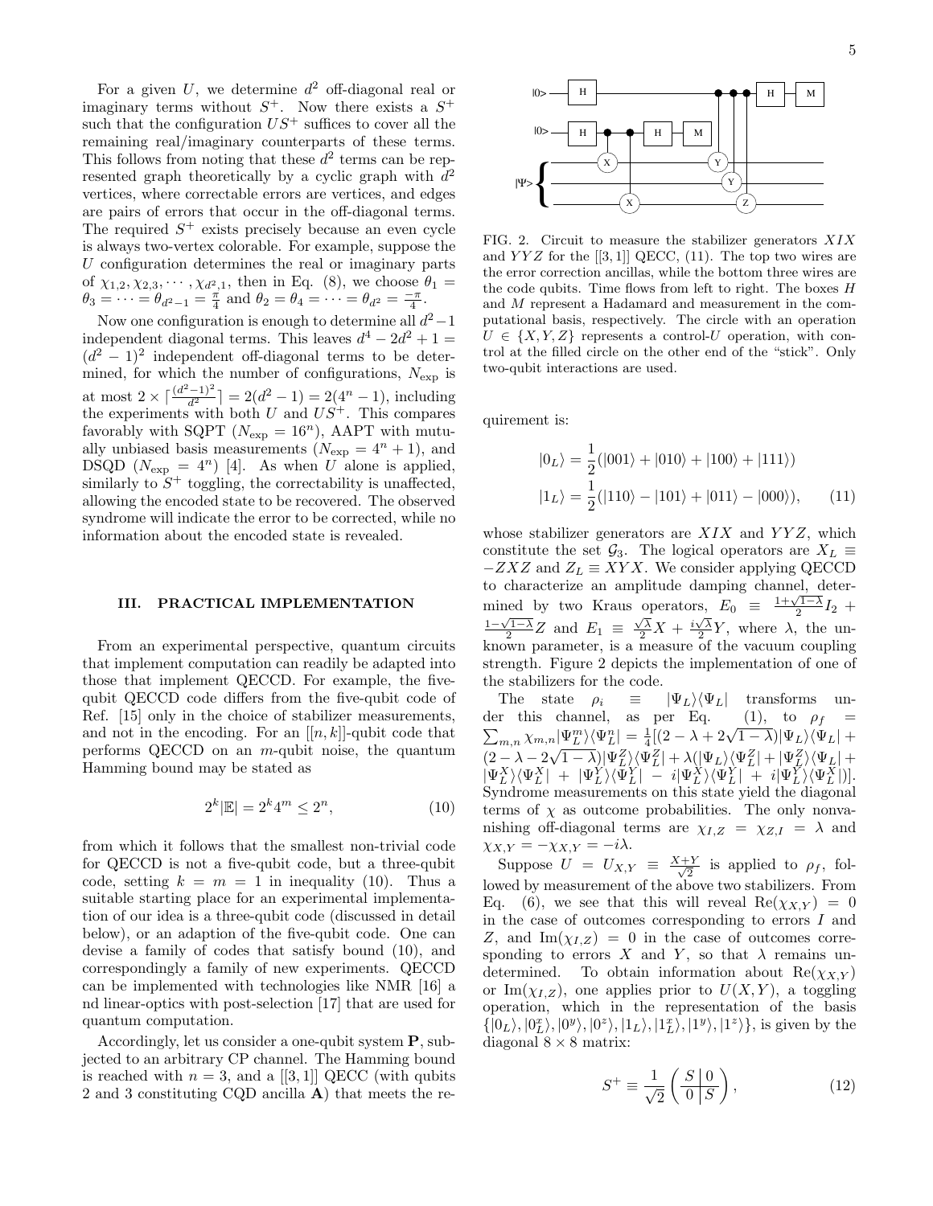For a given $U$, we determine $d^2$ off-diagonal real or imaginary terms without $S^+$. Now there exists a $S^+$ such that the configuration $US^+$ suffices to cover all the remaining real/imaginary counterparts of these terms. This follows from noting that these $d^2$ terms can be represented graph theoretically by a cyclic graph with $d^2$ vertices, where correctable errors are vertices, and edges are pairs of errors that occur in the off-diagonal terms. The required $S^+$ exists precisely because an even cycle is always two-vertex colorable. For example, suppose the $U$ configuration determines the real or imaginary parts of $\chi_{1,2}, \chi_{2,3}, \cdots, \chi_{d^2,1}$, then in Eq. (8), we choose $\theta_1 = \theta_3 = \cdots = \theta_{d^2-1} = \frac{\pi}{4}$ and $\theta_2 = \theta_4 = \cdots = \theta_{d^2} = \frac{-\pi}{4}$.

Now one configuration is enough to determine all $d^2-1$ independent diagonal terms. This leaves $d^4 - 2d^2 + 1 = (d^2-1)^2$ independent off-diagonal terms to be determined, for which the number of configurations, $N_{\rm exp}$ is at most $2 \times \lceil \frac{(d^2-1)^2}{d^2} \rceil = 2(d^2-1) = 2(4^n-1)$, including the experiments with both $U$ and $US^+$. This compares favorably with SQPT ($N_{\rm exp} = 16^n$), AAPT with mutually unbiased basis measurements ($N_{\rm exp} = 4^n + 1$), and DSQD ($N_{\rm exp} = 4^n$) [4]. As when $U$ alone is applied, similarly to $S^+$ toggling, the correctability is unaffected, allowing the encoded state to be recovered. The observed syndrome will indicate the error to be corrected, while no information about the encoded state is revealed.

## III. PRACTICAL IMPLEMENTATION

From an experimental perspective, quantum circuits that implement computation can readily be adapted into those that implement QECCD. For example, the five-qubit QECCD code differs from the five-qubit code of Ref. [15] only in the choice of stabilizer measurements, and not in the encoding. For an $[[n, k]]$-qubit code that performs QECCD on an $m$-qubit noise, the quantum Hamming bound may be stated as

$$2^k|\mathbb{E}| = 2^k 4^m \leq 2^n, \tag{10}$$

from which it follows that the smallest non-trivial code for QECCD is not a five-qubit code, but a three-qubit code, setting $k = m = 1$ in inequality (10). Thus a suitable starting place for an experimental implementation of our idea is a three-qubit code (discussed in detail below), or an adaption of the five-qubit code. One can devise a family of codes that satisfy bound (10), and correspondingly a family of new experiments. QECCD can be implemented with technologies like NMR [16] a nd linear-optics with post-selection [17] that are used for quantum computation.

Accordingly, let us consider a one-qubit system $\mathbf{P}$, subjected to an arbitrary CP channel. The Hamming bound is reached with $n = 3$, and a $[[3, 1]]$ QECC (with qubits 2 and 3 constituting CQD ancilla $\mathbf{A}$) that meets the requirement is:

FIG. 2. Circuit to measure the stabilizer generators $XIX$ and $YYZ$ for the $[[3, 1]]$ QECC, (11). The top two wires are the error correction ancillas, while the bottom three wires are the code qubits. Time flows from left to right. The boxes $H$ and $M$ represent a Hadamard and measurement in the computational basis, respectively. The circle with an operation $U \in \{X, Y, Z\}$ represents a control-$U$ operation, with control at the filled circle on the other end of the "stick". Only two-qubit interactions are used.

$$\begin{aligned} |0_L\rangle &= \frac{1}{2}(|001\rangle + |010\rangle + |100\rangle + |111\rangle) \\ |1_L\rangle &= \frac{1}{2}(|110\rangle - |101\rangle + |011\rangle - |000\rangle), \end{aligned} \tag{11}$$

whose stabilizer generators are $XIX$ and $YYZ$, which constitute the set $\mathcal{G}_3$. The logical operators are $X_L \equiv -ZXZ$ and $Z_L \equiv XYX$. We consider applying QECCD to characterize an amplitude damping channel, determined by two Kraus operators, $E_0 \equiv \frac{1+\sqrt{1-\lambda}}{2} I_2 + \frac{1-\sqrt{1-\lambda}}{2} Z$ and $E_1 \equiv \frac{\sqrt{\lambda}}{2} X + \frac{i\sqrt{\lambda}}{2} Y$, where $\lambda$, the unknown parameter, is a measure of the vacuum coupling strength. Figure 2 depicts the implementation of one of the stabilizers for the code.

The state $\rho_i \equiv |\Psi_L\rangle\langle\Psi_L|$ transforms under this channel, as per Eq. (1), to $\rho_f = \sum_{m,n} \chi_{m,n} |\Psi_L^m\rangle\langle\Psi_L^n| = \frac{1}{4}[(2 - \lambda + 2\sqrt{1-\lambda})|\Psi_L\rangle\langle\Psi_L| + (2 - \lambda - 2\sqrt{1-\lambda})|\Psi_L^Z\rangle\langle\Psi_L^Z| + \lambda(|\Psi_L\rangle\langle\Psi_L^Z| + |\Psi_L^Z\rangle\langle\Psi_L| + |\Psi_L^X\rangle\langle\Psi_L^X| + |\Psi_L^Y\rangle\langle\Psi_L^Y| - i|\Psi_L^X\rangle\langle\Psi_L^Y| + i|\Psi_L^Y\rangle\langle\Psi_L^X|)]$. Syndrome measurements on this state yield the diagonal terms of $\chi$ as outcome probabilities. The only nonvanishing off-diagonal terms are $\chi_{I,Z} = \chi_{Z,I} = \lambda$ and $\chi_{X,Y} = -\chi_{X,Y} = -i\lambda$.

Suppose $U = U_{X,Y} \equiv \frac{X+Y}{\sqrt{2}}$ is applied to $\rho_f$, followed by measurement of the above two stabilizers. From Eq. (6), we see that this will reveal $\mathrm{Re}(\chi_{X,Y}) = 0$ in the case of outcomes corresponding to errors $I$ and $Z$, and $\mathrm{Im}(\chi_{I,Z}) = 0$ in the case of outcomes corresponding to errors $X$ and $Y$, so that $\lambda$ remains undetermined. To obtain information about $\mathrm{Re}(\chi_{X,Y})$ or $\mathrm{Im}(\chi_{I,Z})$, one applies prior to $U(X, Y)$, a toggling operation, which in the representation of the basis $\{|0_L\rangle, |0_L^x\rangle, |0^y\rangle, |0^z\rangle, |1_L\rangle, |1_L^x\rangle, |1^y\rangle, |1^z\rangle\}$, is given by the diagonal $8 \times 8$ matrix:

$$S^+ \equiv \frac{1}{\sqrt{2}} \left( \begin{array}{c|c} S & 0 \\ \hline 0 & S \end{array} \right), \tag{12}$$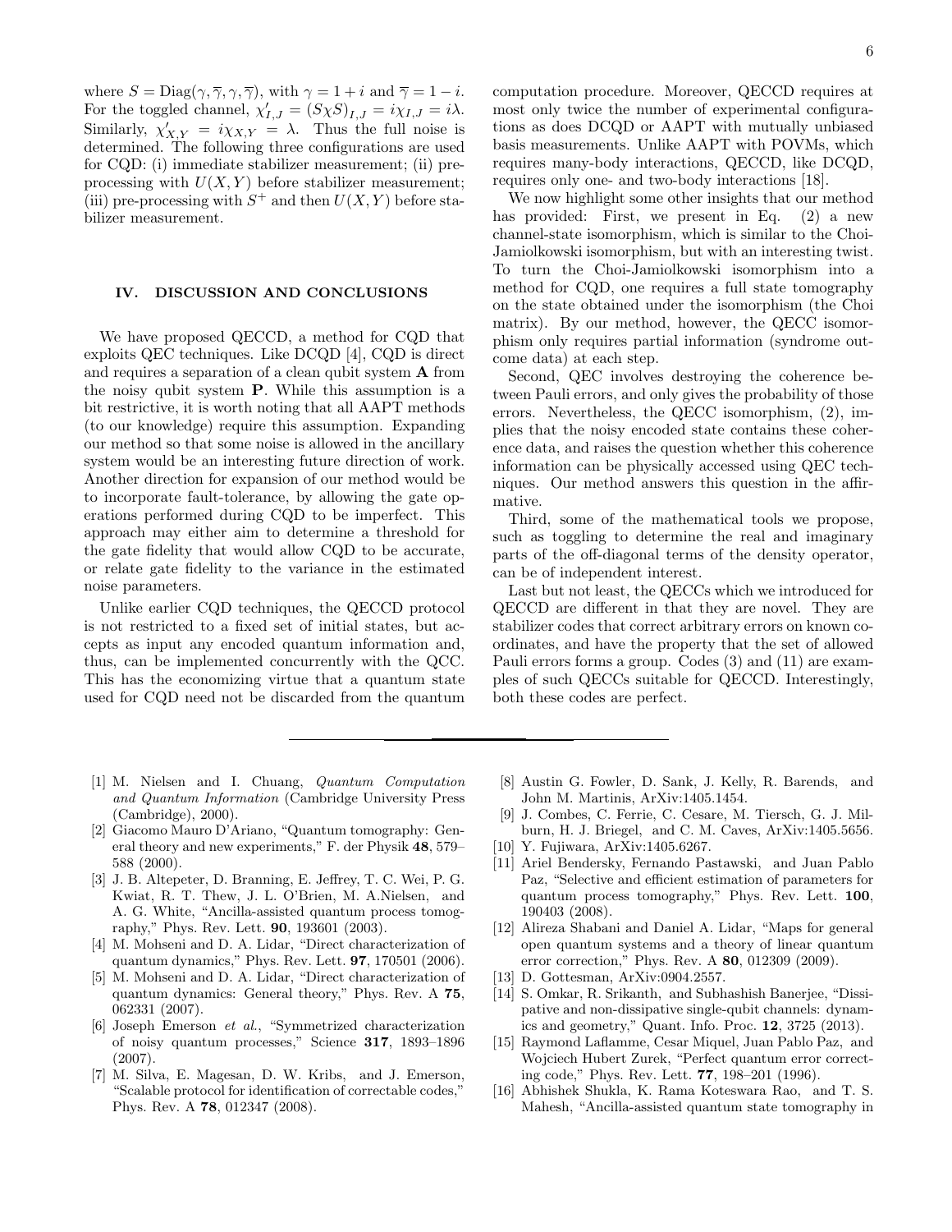where $S = \text{Diag}(\gamma, \overline{\gamma}, \gamma, \overline{\gamma})$, with $\gamma = 1 + i$ and $\overline{\gamma} = 1 - i$. For the toggled channel, $\chi'_{I,J} = (S\chi S)_{I,J} = i\chi_{I,J} = i\lambda$. Similarly, $\chi'_{X,Y} = i\chi_{X,Y} = \lambda$. Thus the full noise is determined. The following three configurations are used for CQD: (i) immediate stabilizer measurement; (ii) pre-processing with $U(X, Y)$ before stabilizer measurement; (iii) pre-processing with $S^+$ and then $U(X, Y)$ before stabilizer measurement.

## IV. DISCUSSION AND CONCLUSIONS

We have proposed QECCD, a method for CQD that exploits QEC techniques. Like DCQD [4], CQD is direct and requires a separation of a clean qubit system **A** from the noisy qubit system **P**. While this assumption is a bit restrictive, it is worth noting that all AAPT methods (to our knowledge) require this assumption. Expanding our method so that some noise is allowed in the ancillary system would be an interesting future direction of work. Another direction for expansion of our method would be to incorporate fault-tolerance, by allowing the gate operations performed during CQD to be imperfect. This approach may either aim to determine a threshold for the gate fidelity that would allow CQD to be accurate, or relate gate fidelity to the variance in the estimated noise parameters.

Unlike earlier CQD techniques, the QECCD protocol is not restricted to a fixed set of initial states, but accepts as input any encoded quantum information and, thus, can be implemented concurrently with the QCC. This has the economizing virtue that a quantum state used for CQD need not be discarded from the quantum computation procedure. Moreover, QECCD requires at most only twice the number of experimental configurations as does DCQD or AAPT with mutually unbiased basis measurements. Unlike AAPT with POVMs, which requires many-body interactions, QECCD, like DCQD, requires only one- and two-body interactions [18].

We now highlight some other insights that our method has provided: First, we present in Eq. (2) a new channel-state isomorphism, which is similar to the Choi-Jamiolkowski isomorphism, but with an interesting twist. To turn the Choi-Jamiolkowski isomorphism into a method for CQD, one requires a full state tomography on the state obtained under the isomorphism (the Choi matrix). By our method, however, the QECC isomorphism only requires partial information (syndrome outcome data) at each step.

Second, QEC involves destroying the coherence between Pauli errors, and only gives the probability of those errors. Nevertheless, the QECC isomorphism, (2), implies that the noisy encoded state contains these coherence data, and raises the question whether this coherence information can be physically accessed using QEC techniques. Our method answers this question in the affirmative.

Third, some of the mathematical tools we propose, such as toggling to determine the real and imaginary parts of the off-diagonal terms of the density operator, can be of independent interest.

Last but not least, the QECCs which we introduced for QECCD are different in that they are novel. They are stabilizer codes that correct arbitrary errors on known coordinates, and have the property that the set of allowed Pauli errors forms a group. Codes (3) and (11) are examples of such QECCs suitable for QECCD. Interestingly, both these codes are perfect.

---

[1] M. Nielsen and I. Chuang, *Quantum Computation and Quantum Information* (Cambridge University Press (Cambridge), 2000).

[2] Giacomo Mauro D'Ariano, "Quantum tomography: General theory and new experiments," F. der Physik **48**, 579–588 (2000).

[3] J. B. Altepeter, D. Branning, E. Jeffrey, T. C. Wei, P. G. Kwiat, R. T. Thew, J. L. O'Brien, M. A.Nielsen, and A. G. White, "Ancilla-assisted quantum process tomography," Phys. Rev. Lett. **90**, 193601 (2003).

[4] M. Mohseni and D. A. Lidar, "Direct characterization of quantum dynamics," Phys. Rev. Lett. **97**, 170501 (2006).

[5] M. Mohseni and D. A. Lidar, "Direct characterization of quantum dynamics: General theory," Phys. Rev. A **75**, 062331 (2007).

[6] Joseph Emerson *et al.*, "Symmetrized characterization of noisy quantum processes," Science **317**, 1893–1896 (2007).

[7] M. Silva, E. Magesan, D. W. Kribs, and J. Emerson, "Scalable protocol for identification of correctable codes," Phys. Rev. A **78**, 012347 (2008).

[8] Austin G. Fowler, D. Sank, J. Kelly, R. Barends, and John M. Martinis, ArXiv:1405.1454.

[9] J. Combes, C. Ferrie, C. Cesare, M. Tiersch, G. J. Milburn, H. J. Briegel, and C. M. Caves, ArXiv:1405.5656.

[10] Y. Fujiwara, ArXiv:1405.6267.

[11] Ariel Bendersky, Fernando Pastawski, and Juan Pablo Paz, "Selective and efficient estimation of parameters for quantum process tomography," Phys. Rev. Lett. **100**, 190403 (2008).

[12] Alireza Shabani and Daniel A. Lidar, "Maps for general open quantum systems and a theory of linear quantum error correction," Phys. Rev. A **80**, 012309 (2009).

[13] D. Gottesman, ArXiv:0904.2557.

[14] S. Omkar, R. Srikanth, and Subhashish Banerjee, "Dissipative and non-dissipative single-qubit channels: dynamics and geometry," Quant. Info. Proc. **12**, 3725 (2013).

[15] Raymond Laflamme, Cesar Miquel, Juan Pablo Paz, and Wojciech Hubert Zurek, "Perfect quantum error correcting code," Phys. Rev. Lett. **77**, 198–201 (1996).

[16] Abhishek Shukla, K. Rama Koteswara Rao, and T. S. Mahesh, "Ancilla-assisted quantum state tomography in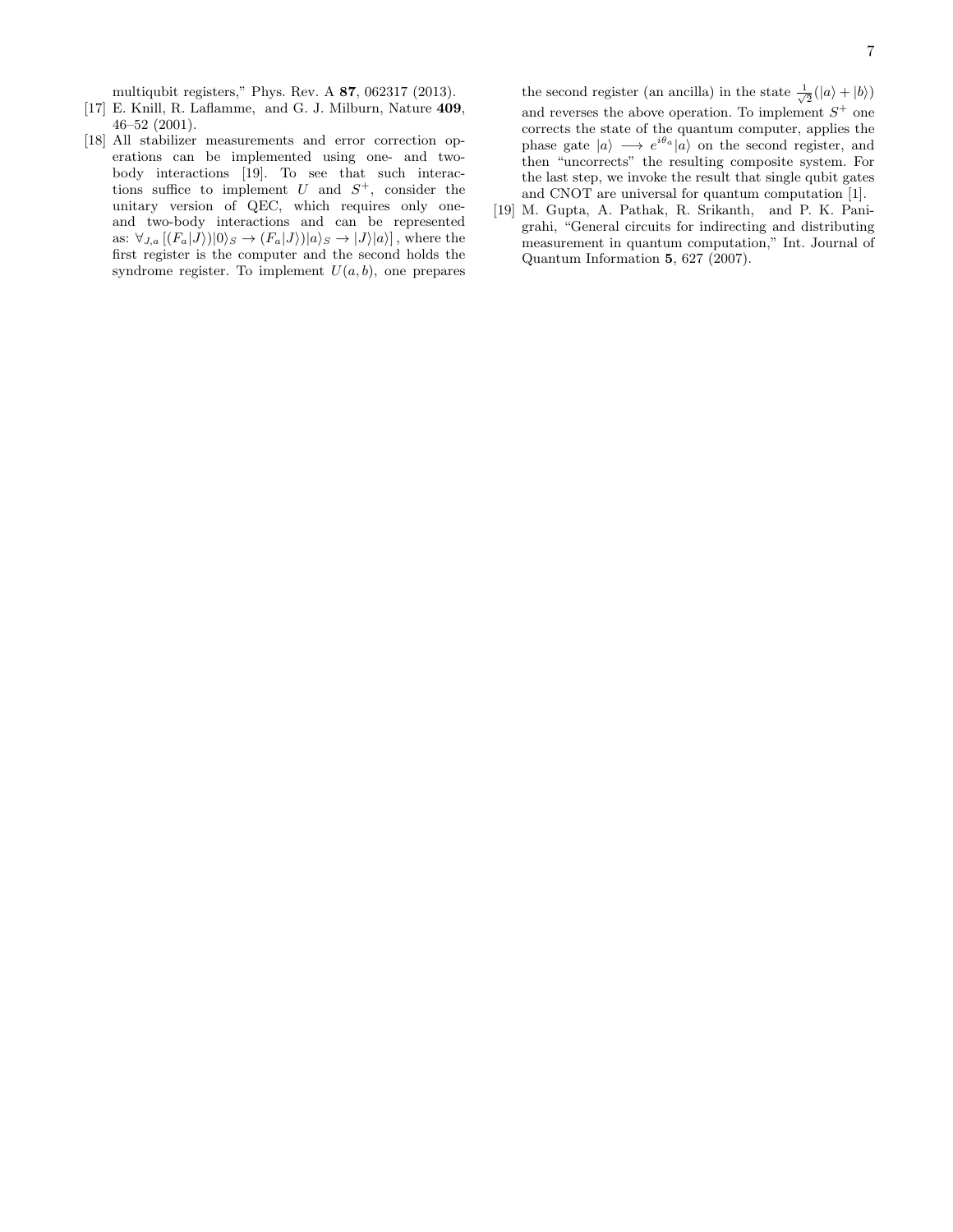multiqubit registers," Phys. Rev. A **87**, 062317 (2013).

[17] E. Knill, R. Laflamme, and G. J. Milburn, Nature **409**, 46–52 (2001).

[18] All stabilizer measurements and error correction operations can be implemented using one- and two-body interactions [19]. To see that such interactions suffice to implement $U$ and $S^+$, consider the unitary version of QEC, which requires only one- and two-body interactions and can be represented as: $\forall_{J,a}\left[(F_a|J\rangle)|0\rangle_S \rightarrow (F_a|J\rangle)|a\rangle_S \rightarrow |J\rangle|a\rangle\right]$, where the first register is the computer and the second holds the syndrome register. To implement $U(a,b)$, one prepares the second register (an ancilla) in the state $\frac{1}{\sqrt{2}}(|a\rangle + |b\rangle)$ and reverses the above operation. To implement $S^+$ one corrects the state of the quantum computer, applies the phase gate $|a\rangle \longrightarrow e^{i\theta_a}|a\rangle$ on the second register, and then "uncorrects" the resulting composite system. For the last step, we invoke the result that single qubit gates and CNOT are universal for quantum computation [1].

[19] M. Gupta, A. Pathak, R. Srikanth, and P. K. Panigrahi, "General circuits for indirecting and distributing measurement in quantum computation," Int. Journal of Quantum Information **5**, 627 (2007).